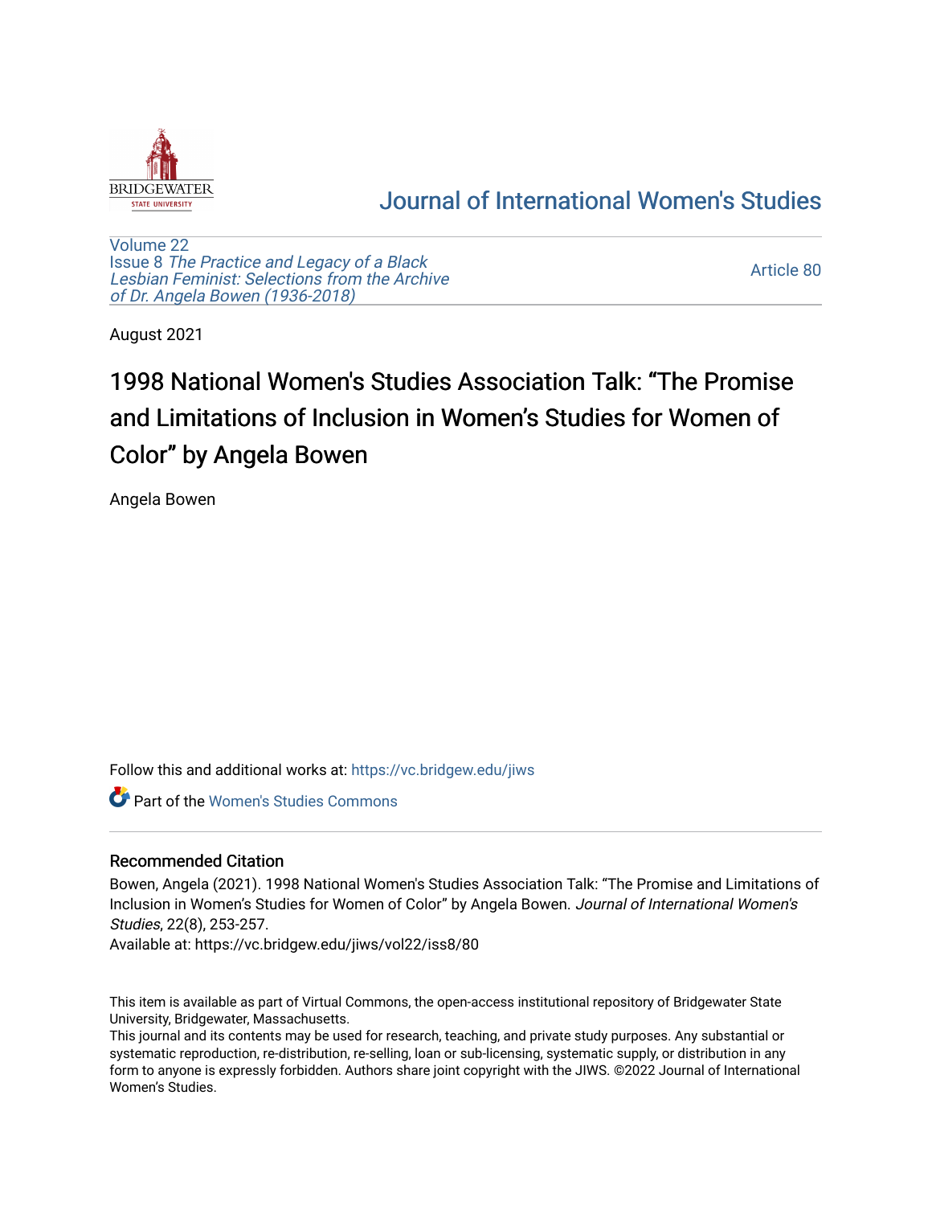Journal of International Women's Studies

Volume 22
Issue 8 *The Practice and Legacy of a Black Lesbian Feminist: Selections from the Archive of Dr. Angela Bowen (1936-2018)*

Article 80

August 2021

# 1998 National Women's Studies Association Talk: "The Promise and Limitations of Inclusion in Women's Studies for Women of Color" by Angela Bowen

Angela Bowen

Follow this and additional works at: https://vc.bridgew.edu/jiws

Part of the Women's Studies Commons

## Recommended Citation

Bowen, Angela (2021). 1998 National Women's Studies Association Talk: "The Promise and Limitations of Inclusion in Women's Studies for Women of Color" by Angela Bowen. *Journal of International Women's Studies*, 22(8), 253-257.

Available at: https://vc.bridgew.edu/jiws/vol22/iss8/80

This item is available as part of Virtual Commons, the open-access institutional repository of Bridgewater State University, Bridgewater, Massachusetts.

This journal and its contents may be used for research, teaching, and private study purposes. Any substantial or systematic reproduction, re-distribution, re-selling, loan or sub-licensing, systematic supply, or distribution in any form to anyone is expressly forbidden. Authors share joint copyright with the JIWS. ©2022 Journal of International Women's Studies.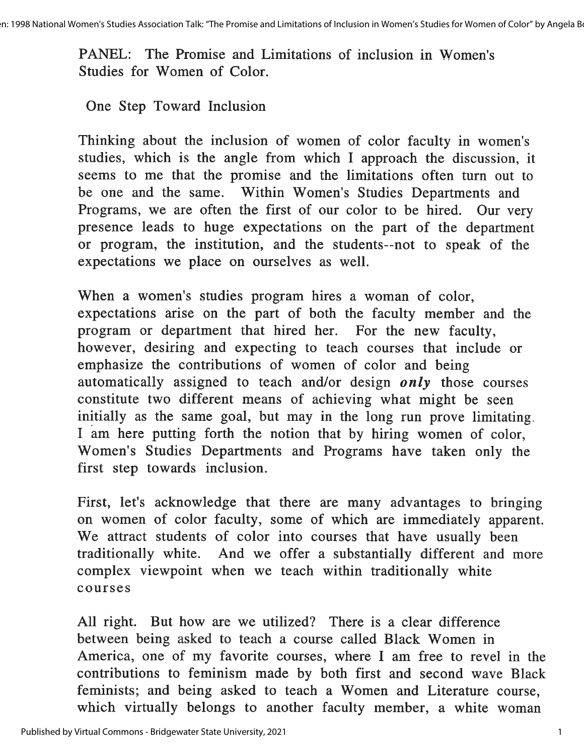PANEL: The Promise and Limitations of inclusion in Women's Studies for Women of Color.

One Step Toward Inclusion

Thinking about the inclusion of women of color faculty in women's studies, which is the angle from which I approach the discussion, it seems to me that the promise and the limitations often turn out to be one and the same. Within Women's Studies Departments and Programs, we are often the first of our color to be hired. Our very presence leads to huge expectations on the part of the department or program, the institution, and the students--not to speak of the expectations we place on ourselves as well.

When a women's studies program hires a woman of color, expectations arise on the part of both the faculty member and the program or department that hired her. For the new faculty, however, desiring and expecting to teach courses that include or emphasize the contributions of women of color and being automatically assigned to teach and/or design ***only*** those courses constitute two different means of achieving what might be seen initially as the same goal, but may in the long run prove limitating. I am here putting forth the notion that by hiring women of color, Women's Studies Departments and Programs have taken only the first step towards inclusion.

First, let's acknowledge that there are many advantages to bringing on women of color faculty, some of which are immediately apparent. We attract students of color into courses that have usually been traditionally white. And we offer a substantially different and more complex viewpoint when we teach within traditionally white courses

All right. But how are we utilized? There is a clear difference between being asked to teach a course called Black Women in America, one of my favorite courses, where I am free to revel in the contributions to feminism made by both first and second wave Black feminists; and being asked to teach a Women and Literature course, which virtually belongs to another faculty member, a white woman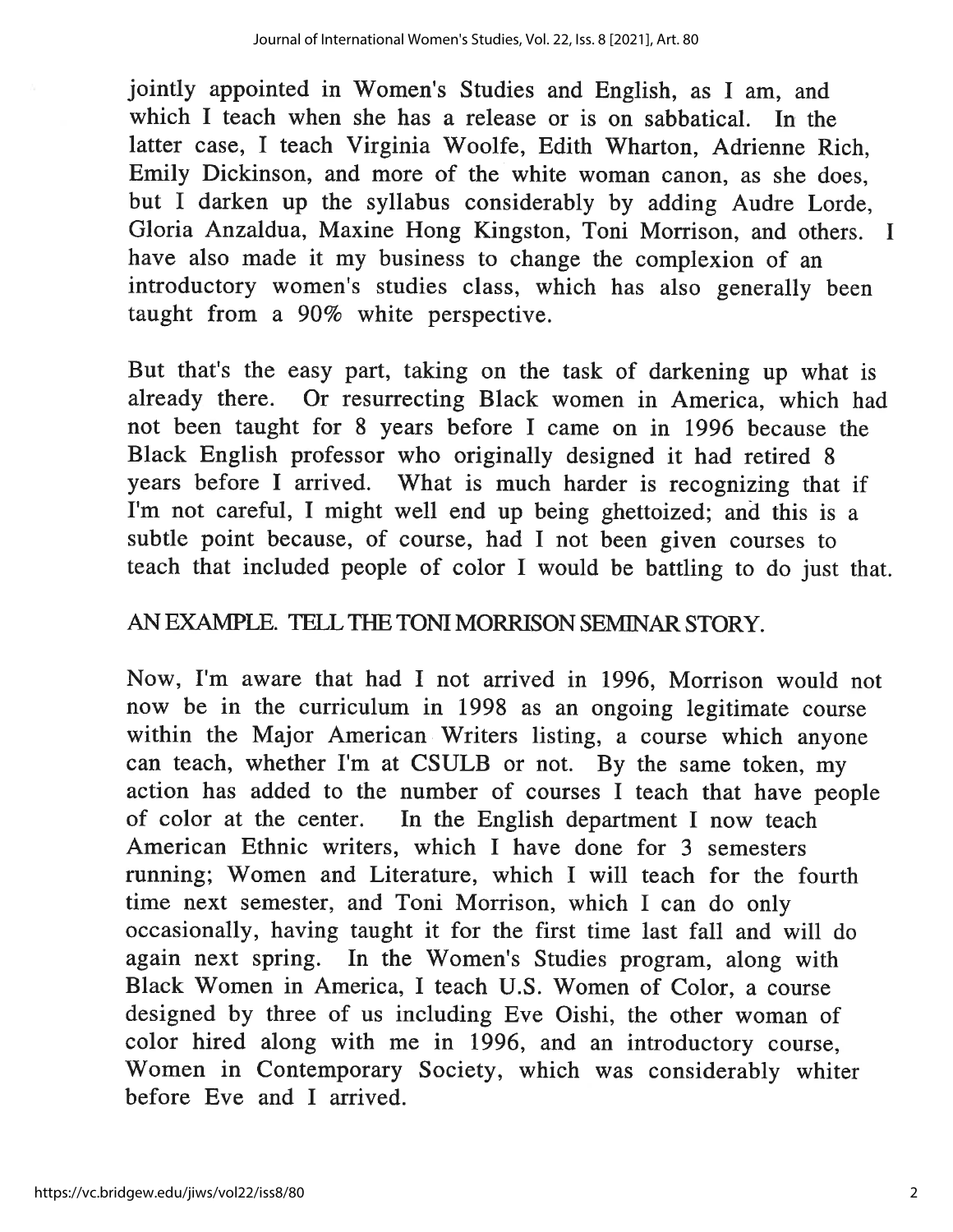jointly appointed in Women's Studies and English, as I am, and which I teach when she has a release or is on sabbatical. In the latter case, I teach Virginia Woolfe, Edith Wharton, Adrienne Rich, Emily Dickinson, and more of the white woman canon, as she does, but I darken up the syllabus considerably by adding Audre Lorde, Gloria Anzaldua, Maxine Hong Kingston, Toni Morrison, and others. I have also made it my business to change the complexion of an introductory women's studies class, which has also generally been taught from a 90% white perspective.

But that's the easy part, taking on the task of darkening up what is already there. Or resurrecting Black women in America, which had not been taught for 8 years before I came on in 1996 because the Black English professor who originally designed it had retired 8 years before I arrived. What is much harder is recognizing that if I'm not careful, I might well end up being ghettoized; and this is a subtle point because, of course, had I not been given courses to teach that included people of color I would be battling to do just that.

AN EXAMPLE. TELL THE TONI MORRISON SEMINAR STORY.

Now, I'm aware that had I not arrived in 1996, Morrison would not now be in the curriculum in 1998 as an ongoing legitimate course within the Major American Writers listing, a course which anyone can teach, whether I'm at CSULB or not. By the same token, my action has added to the number of courses I teach that have people of color at the center. In the English department I now teach American Ethnic writers, which I have done for 3 semesters running; Women and Literature, which I will teach for the fourth time next semester, and Toni Morrison, which I can do only occasionally, having taught it for the first time last fall and will do again next spring. In the Women's Studies program, along with Black Women in America, I teach U.S. Women of Color, a course designed by three of us including Eve Oishi, the other woman of color hired along with me in 1996, and an introductory course, Women in Contemporary Society, which was considerably whiter before Eve and I arrived.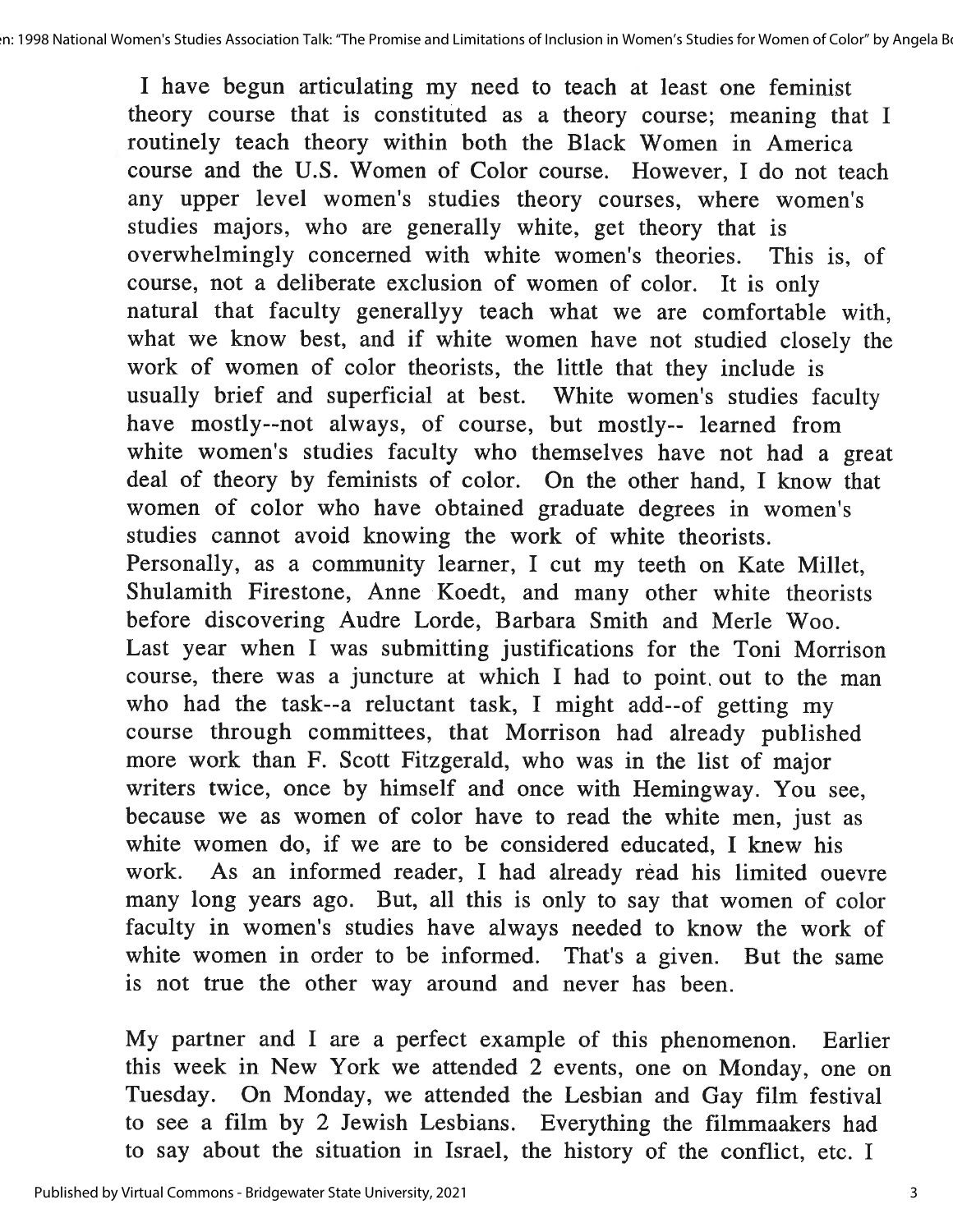I have begun articulating my need to teach at least one feminist theory course that is constituted as a theory course; meaning that I routinely teach theory within both the Black Women in America course and the U.S. Women of Color course. However, I do not teach any upper level women's studies theory courses, where women's studies majors, who are generally white, get theory that is overwhelmingly concerned with white women's theories. This is, of course, not a deliberate exclusion of women of color. It is only natural that faculty generallyy teach what we are comfortable with, what we know best, and if white women have not studied closely the work of women of color theorists, the little that they include is usually brief and superficial at best. White women's studies faculty have mostly--not always, of course, but mostly-- learned from white women's studies faculty who themselves have not had a great deal of theory by feminists of color. On the other hand, I know that women of color who have obtained graduate degrees in women's studies cannot avoid knowing the work of white theorists. Personally, as a community learner, I cut my teeth on Kate Millet, Shulamith Firestone, Anne Koedt, and many other white theorists before discovering Audre Lorde, Barbara Smith and Merle Woo. Last year when I was submitting justifications for the Toni Morrison course, there was a juncture at which I had to point out to the man who had the task--a reluctant task, I might add--of getting my course through committees, that Morrison had already published more work than F. Scott Fitzgerald, who was in the list of major writers twice, once by himself and once with Hemingway. You see, because we as women of color have to read the white men, just as white women do, if we are to be considered educated, I knew his work. As an informed reader, I had already read his limited ouevre many long years ago. But, all this is only to say that women of color faculty in women's studies have always needed to know the work of white women in order to be informed. That's a given. But the same is not true the other way around and never has been.

My partner and I are a perfect example of this phenomenon. Earlier this week in New York we attended 2 events, one on Monday, one on Tuesday. On Monday, we attended the Lesbian and Gay film festival to see a film by 2 Jewish Lesbians. Everything the filmmaakers had to say about the situation in Israel, the history of the conflict, etc. I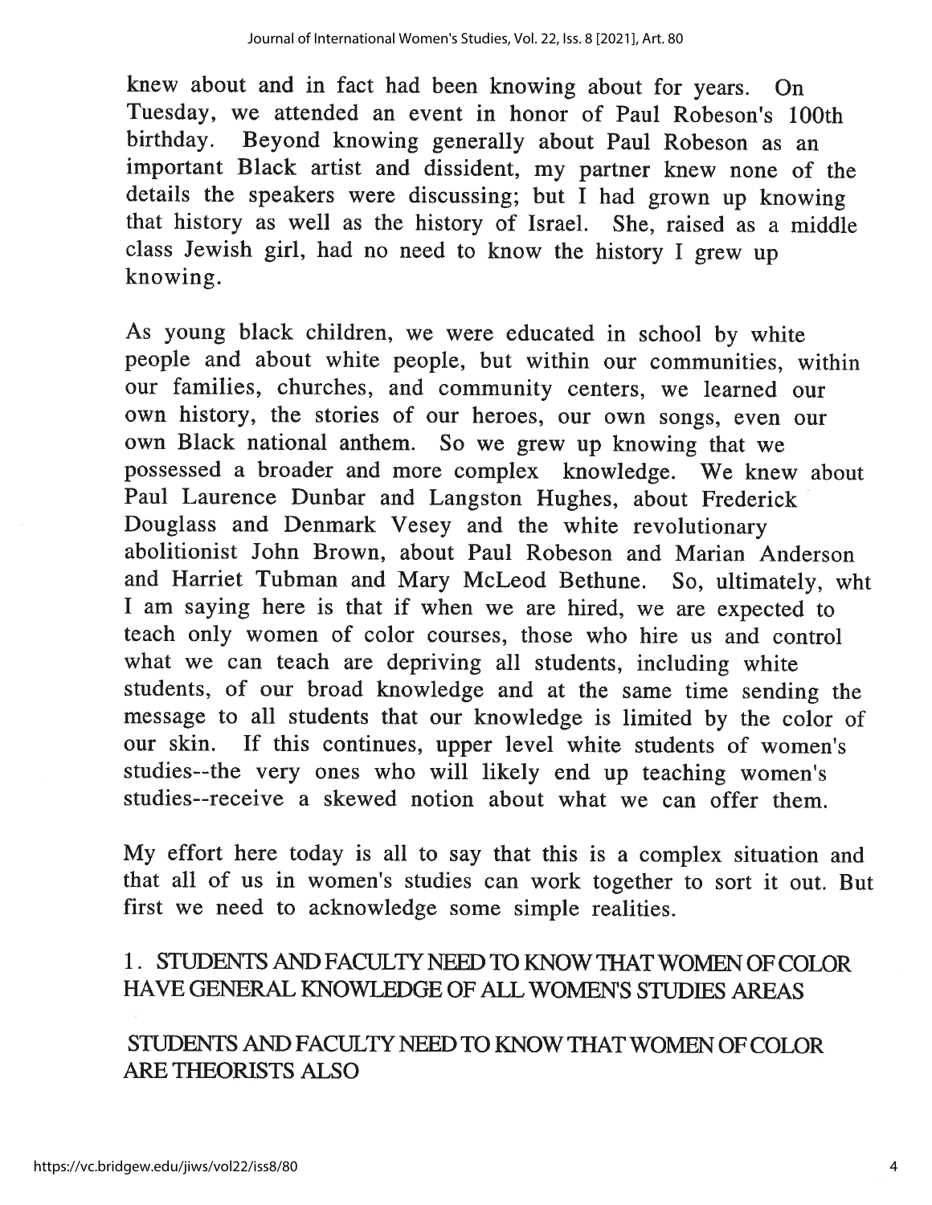knew about and in fact had been knowing about for years. On Tuesday, we attended an event in honor of Paul Robeson's 100th birthday. Beyond knowing generally about Paul Robeson as an important Black artist and dissident, my partner knew none of the details the speakers were discussing; but I had grown up knowing that history as well as the history of Israel. She, raised as a middle class Jewish girl, had no need to know the history I grew up knowing.

As young black children, we were educated in school by white people and about white people, but within our communities, within our families, churches, and community centers, we learned our own history, the stories of our heroes, our own songs, even our own Black national anthem. So we grew up knowing that we possessed a broader and more complex knowledge. We knew about Paul Laurence Dunbar and Langston Hughes, about Frederick Douglass and Denmark Vesey and the white revolutionary abolitionist John Brown, about Paul Robeson and Marian Anderson and Harriet Tubman and Mary McLeod Bethune. So, ultimately, wht I am saying here is that if when we are hired, we are expected to teach only women of color courses, those who hire us and control what we can teach are depriving all students, including white students, of our broad knowledge and at the same time sending the message to all students that our knowledge is limited by the color of our skin. If this continues, upper level white students of women's studies--the very ones who will likely end up teaching women's studies--receive a skewed notion about what we can offer them.

My effort here today is all to say that this is a complex situation and that all of us in women's studies can work together to sort it out. But first we need to acknowledge some simple realities.

1. STUDENTS AND FACULTY NEED TO KNOW THAT WOMEN OF COLOR HAVE GENERAL KNOWLEDGE OF ALL WOMEN'S STUDIES AREAS

STUDENTS AND FACULTY NEED TO KNOW THAT WOMEN OF COLOR ARE THEORISTS ALSO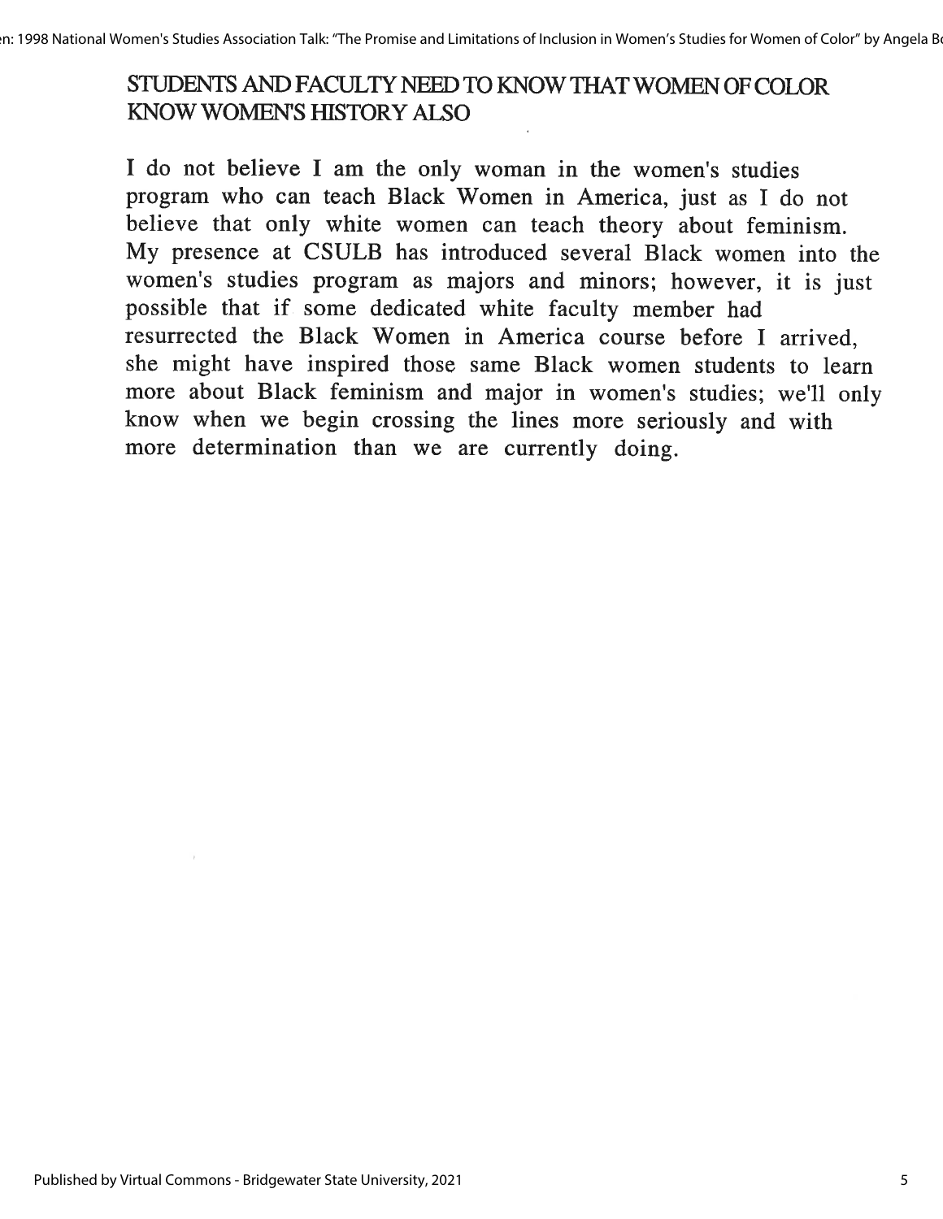## STUDENTS AND FACULTY NEED TO KNOW THAT WOMEN OF COLOR KNOW WOMEN'S HISTORY ALSO

I do not believe I am the only woman in the women's studies program who can teach Black Women in America, just as I do not believe that only white women can teach theory about feminism. My presence at CSULB has introduced several Black women into the women's studies program as majors and minors; however, it is just possible that if some dedicated white faculty member had resurrected the Black Women in America course before I arrived, she might have inspired those same Black women students to learn more about Black feminism and major in women's studies; we'll only know when we begin crossing the lines more seriously and with more determination than we are currently doing.